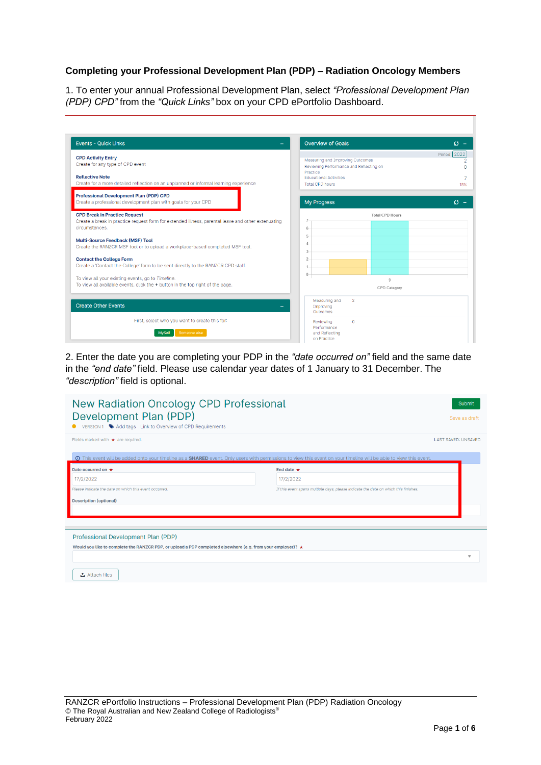**Completing your Professional Development Plan (PDP) – Radiation Oncology Members**

1. To enter your annual Professional Development Plan, select *"Professional Development Plan (PDP) CPD"* from the *"Quick Links"* box on your CPD ePortfolio Dashboard.

2. Enter the date you are completing your PDP in the *"date occurred on"* field and the same date in the *"end date"* field. Please use calendar year dates of 1 January to 31 December. The *"description"* field is optional.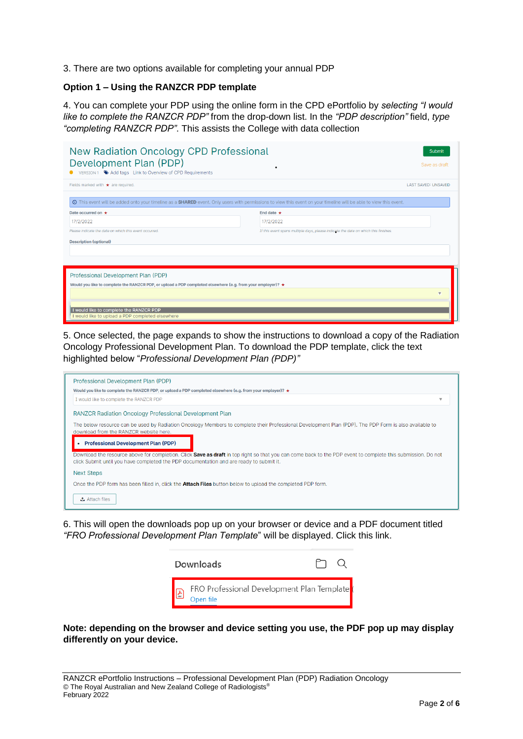3. There are two options available for completing your annual PDP

**Option 1 – Using the RANZCR PDP template**

4. You can complete your PDP using the online form in the CPD ePortfolio by *selecting "I would like to complete the RANZCR PDP"* from the drop-down list. In the *"PDP description"* field, *type "completing RANZCR PDP"*. This assists the College with data collection

5. Once selected, the page expands to show the instructions to download a copy of the Radiation Oncology Professional Development Plan. To download the PDP template, click the text highlighted below "*Professional Development Plan (PDP)"*

6. This will open the downloads pop up on your browser or device and a PDF document titled *"FRO Professional Development Plan Template*" will be displayed. Click this link.

**Note: depending on the browser and device setting you use, the PDF pop up may display differently on your device.**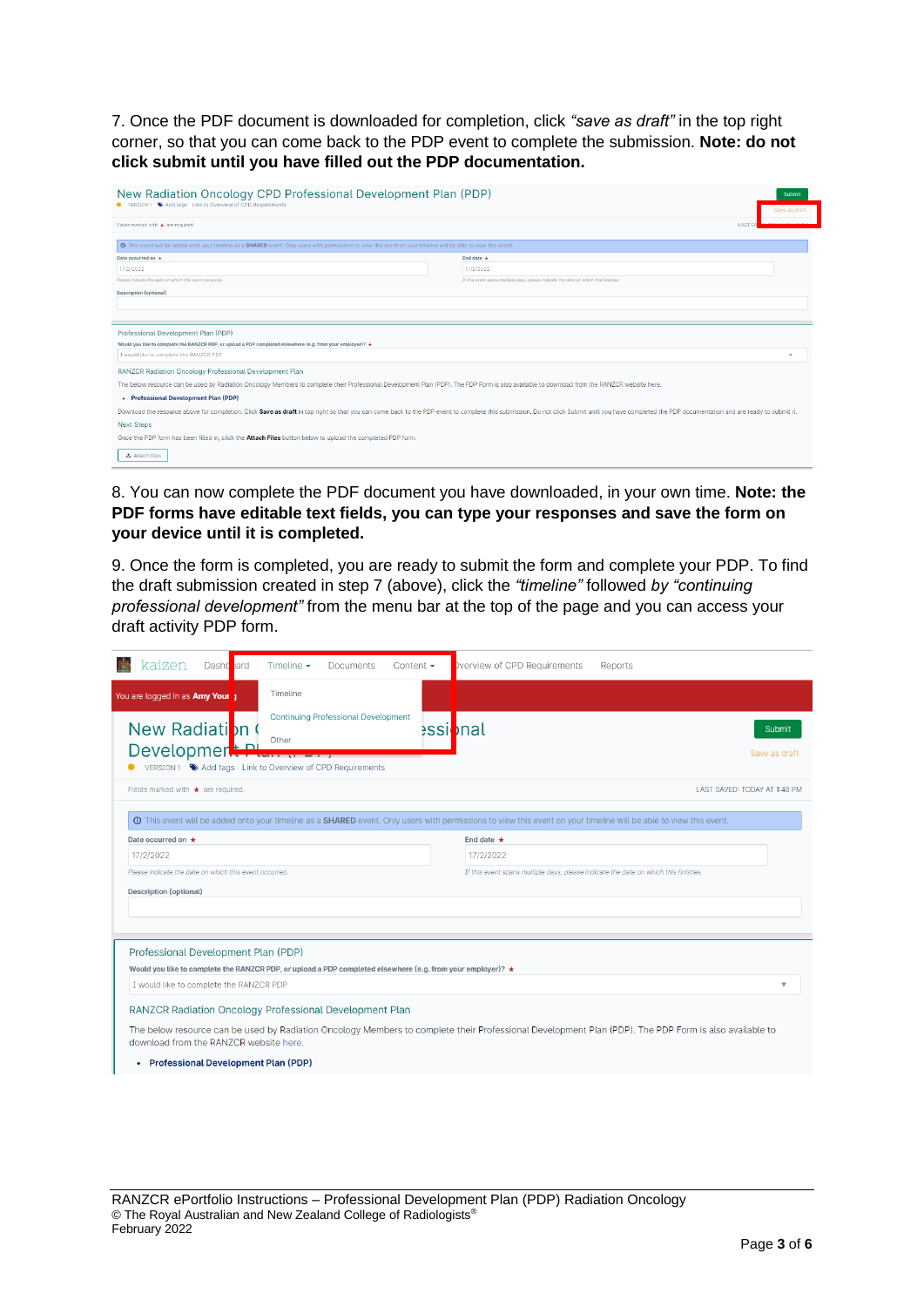7. Once the PDF document is downloaded for completion, click *"save as draft"* in the top right corner, so that you can come back to the PDP event to complete the submission. **Note: do not click submit until you have filled out the PDP documentation.**

8. You can now complete the PDF document you have downloaded, in your own time. **Note: the PDF forms have editable text fields, you can type your responses and save the form on your device until it is completed.**

9. Once the form is completed, you are ready to submit the form and complete your PDP. To find the draft submission created in step 7 (above), click the *"timeline"* followed *by "continuing professional development"* from the menu bar at the top of the page and you can access your draft activity PDP form.

RANZCR ePortfolio Instructions – Professional Development Plan (PDP) Radiation Oncology
© The Royal Australian and New Zealand College of Radiologists®
February 2022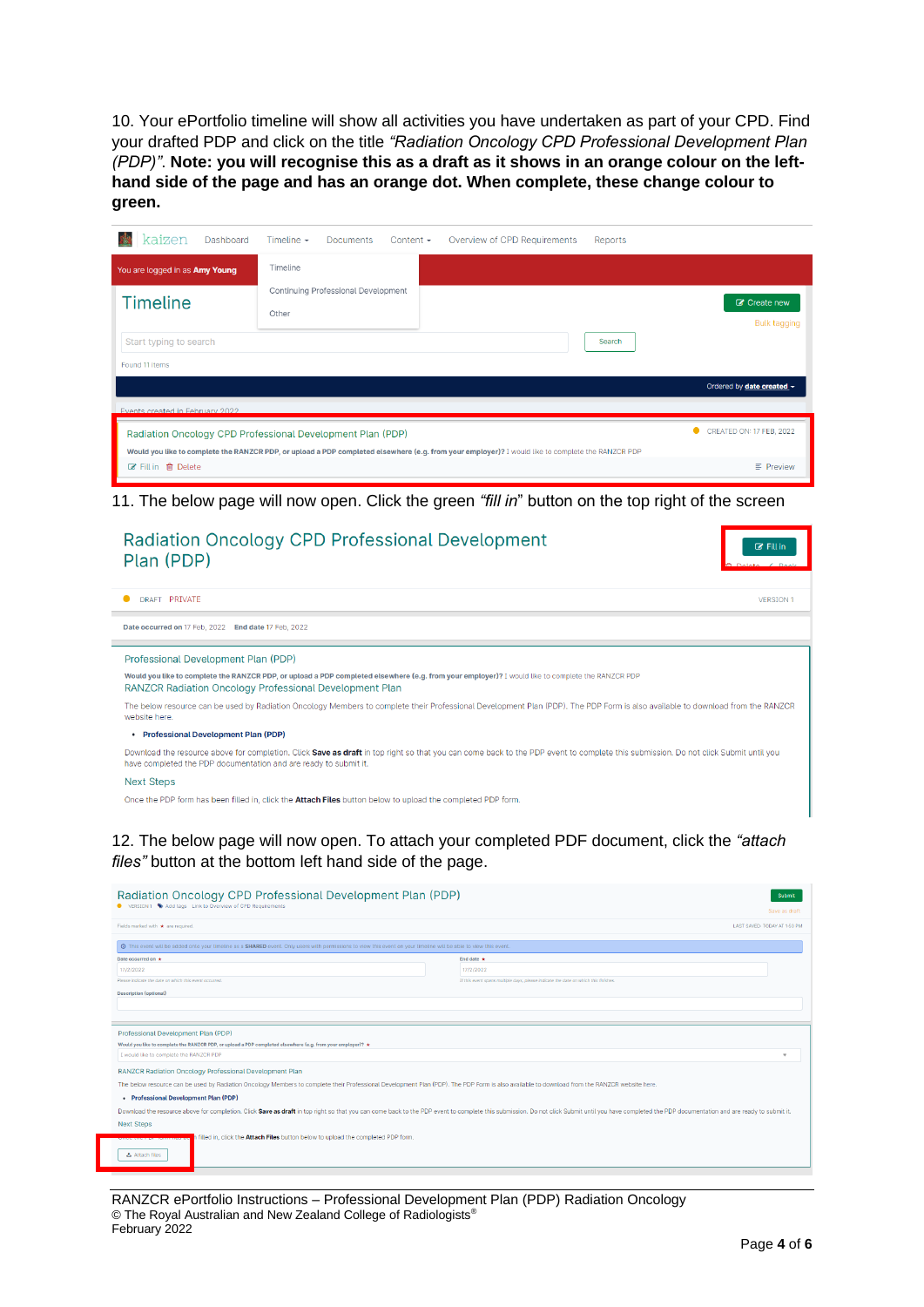10. Your ePortfolio timeline will show all activities you have undertaken as part of your CPD. Find your drafted PDP and click on the title *"Radiation Oncology CPD Professional Development Plan (PDP)"*. **Note: you will recognise this as a draft as it shows in an orange colour on the left-hand side of the page and has an orange dot. When complete, these change colour to green.**

11. The below page will now open. Click the green *"fill in"* button on the top right of the screen

12. The below page will now open. To attach your completed PDF document, click the *"attach files"* button at the bottom left hand side of the page.

RANZCR ePortfolio Instructions – Professional Development Plan (PDP) Radiation Oncology
© The Royal Australian and New Zealand College of Radiologists®
February 2022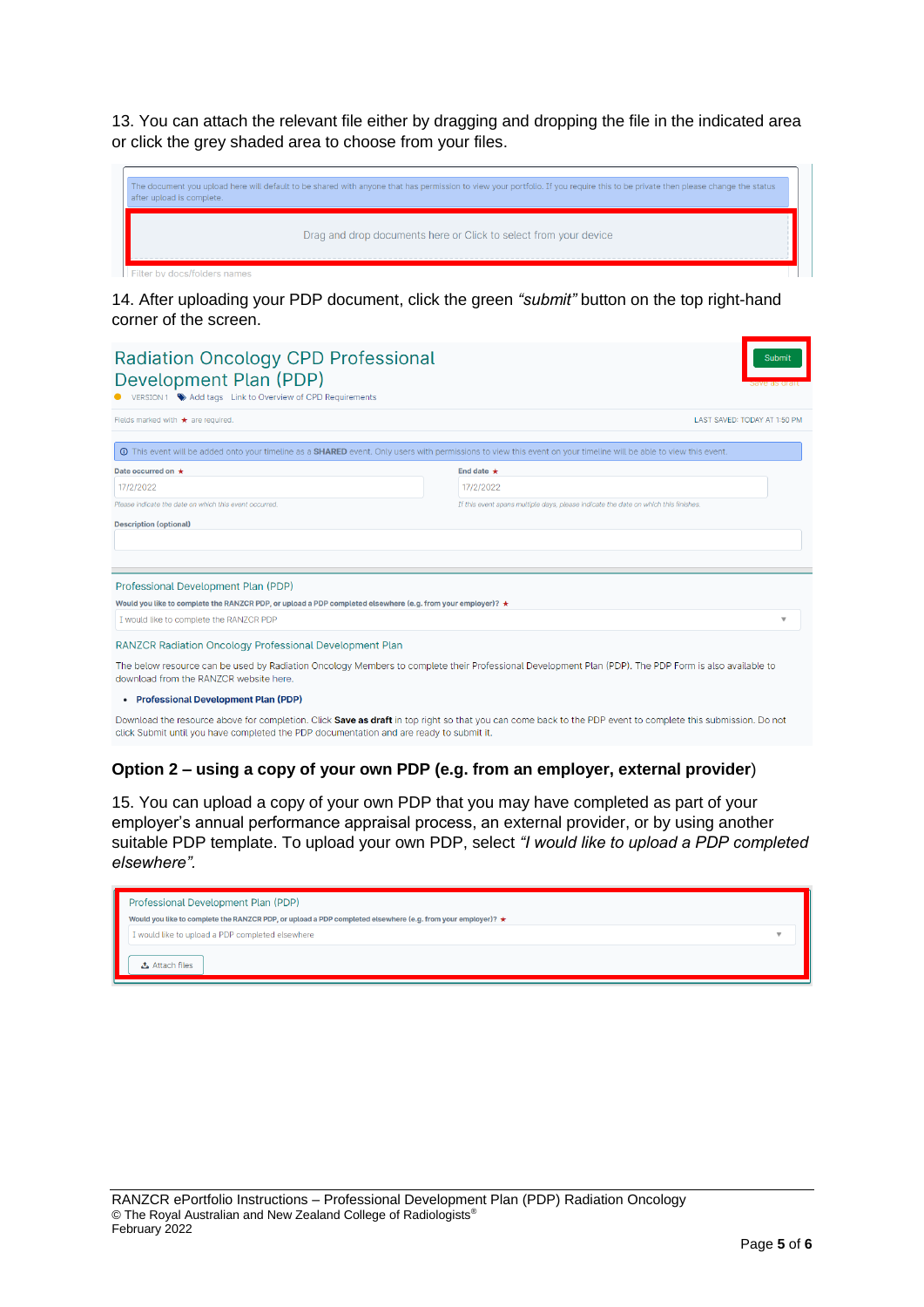13. You can attach the relevant file either by dragging and dropping the file in the indicated area or click the grey shaded area to choose from your files.

The document you upload here will default to be shared with anyone that has permission to view your portfolio. If you require this to be private then please change the status after upload is complete.

Drag and drop documents here or Click to select from your device

Filter by docs/folders names

14. After uploading your PDP document, click the green *"submit"* button on the top right-hand corner of the screen.

Radiation Oncology CPD Professional Development Plan (PDP)

VERSION 1 Add tags Link to Overview of CPD Requirements

Submit

Save as draft

Fields marked with ★ are required.

LAST SAVED: TODAY AT 1:50 PM

This event will be added onto your timeline as a **SHARED** event. Only users with permissions to view this event on your timeline will be able to view this event.

**Date occurred on** ★
17/2/2022
Please indicate the date on which this event occurred.

**End date** ★
17/2/2022
If this event spans multiple days, please indicate the date on which this finishes.

**Description (optional)**

Professional Development Plan (PDP)

**Would you like to complete the RANZCR PDP, or upload a PDP completed elsewhere (e.g. from your employer)?** ★

I would like to complete the RANZCR PDP

RANZCR Radiation Oncology Professional Development Plan

The below resource can be used by Radiation Oncology Members to complete their Professional Development Plan (PDP). The PDP Form is also available to download from the RANZCR website here.

- **Professional Development Plan (PDP)**

Download the resource above for completion. Click **Save as draft** in top right so that you can come back to the PDP event to complete this submission. Do not click Submit until you have completed the PDP documentation and are ready to submit it.

**Option 2 – using a copy of your own PDP (e.g. from an employer, external provider**)

15. You can upload a copy of your own PDP that you may have completed as part of your employer's annual performance appraisal process, an external provider, or by using another suitable PDP template. To upload your own PDP, select *"I would like to upload a PDP completed elsewhere".*

Professional Development Plan (PDP)

**Would you like to complete the RANZCR PDP, or upload a PDP completed elsewhere (e.g. from your employer)?** ★

I would like to upload a PDP completed elsewhere

Attach files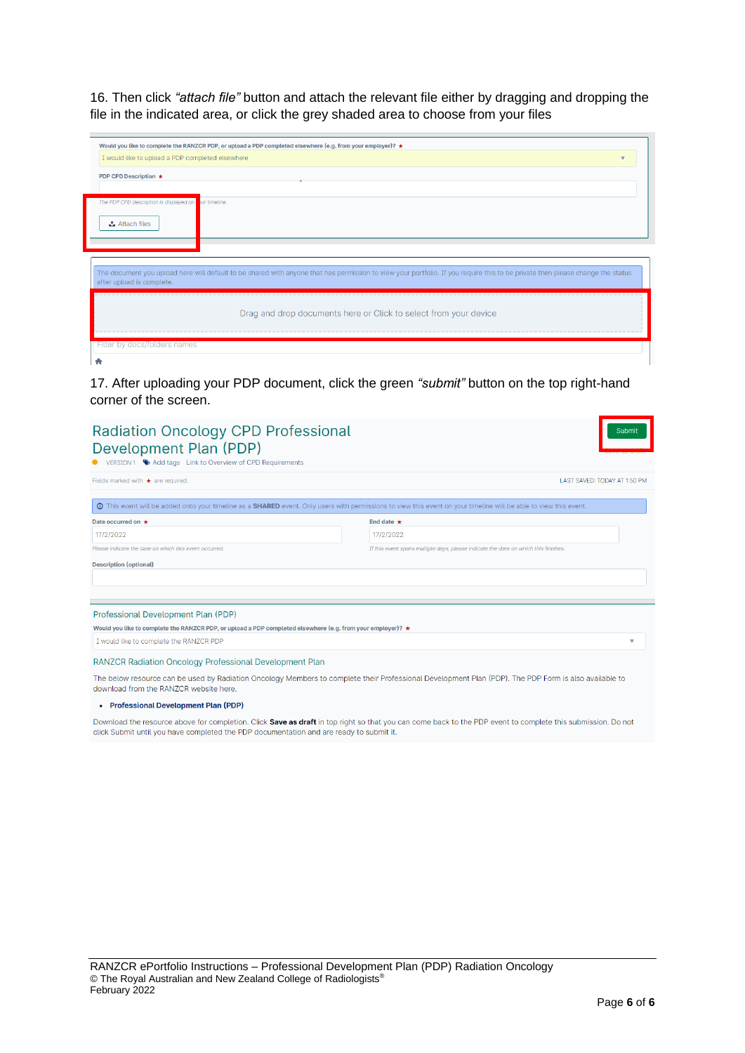16. Then click *"attach file"* button and attach the relevant file either by dragging and dropping the file in the indicated area, or click the grey shaded area to choose from your files

Would you like to complete the RANZCR PDP, or upload a PDP completed elsewhere (e.g. from your employer)? *

I would like to upload a PDP completed elsewhere

PDP CPD Description *

The PDP CPD description is displayed on your timeline.

Attach files

The document you upload here will default to be shared with anyone that has permission to view your portfolio. If you require this to be private then please change the status after upload is complete.

Drag and drop documents here or Click to select from your device

Filter by docs/folders names

17. After uploading your PDP document, click the green *"submit"* button on the top right-hand corner of the screen.

Radiation Oncology CPD Professional Development Plan (PDP)

Submit

VERSION 1 Add tags Link to Overview of CPD Requirements

Fields marked with * are required.

LAST SAVED: TODAY AT 1:50 PM

This event will be added onto your timeline as a **SHARED** event. Only users with permissions to view this event on your timeline will be able to view this event.

Date occurred on *

17/2/2022

Please indicate the date on which this event occurred.

End date *

17/2/2022

If this event spans multiple days, please indicate the date on which this finishes.

Description (optional)

Professional Development Plan (PDP)

Would you like to complete the RANZCR PDP, or upload a PDP completed elsewhere (e.g. from your employer)? *

I would like to complete the RANZCR PDP

RANZCR Radiation Oncology Professional Development Plan

The below resource can be used by Radiation Oncology Members to complete their Professional Development Plan (PDP). The PDP Form is also available to download from the RANZCR website here.

- **Professional Development Plan (PDP)**

Download the resource above for completion. Click **Save as draft** in top right so that you can come back to the PDP event to complete this submission. Do not click Submit until you have completed the PDP documentation and are ready to submit it.